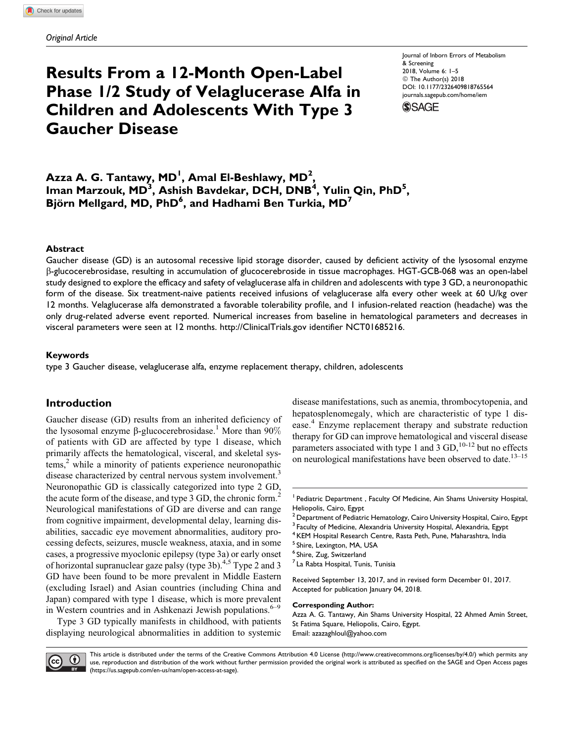*Original Article*

# Results From a 12-Month Open-Label Phase 1/2 Study of Velaglucerase Alfa in Children and Adolescents With Type 3 Gaucher Disease

Journal of Inborn Errors of Metabolism & Screening
2018, Volume 6: 1–5
© The Author(s) 2018
DOI: 10.1177/2326409818765564
journals.sagepub.com/home/iem

**Azza A. G. Tantawy, MD[1], Amal El-Beshlawy, MD[2], Iman Marzouk, MD[3], Ashish Bavdekar, DCH, DNB[4], Yulin Qin, PhD[5], Björn Mellgard, MD, PhD[6], and Hadhami Ben Turkia, MD[7]**

## Abstract

Gaucher disease (GD) is an autosomal recessive lipid storage disorder, caused by deficient activity of the lysosomal enzyme β-glucocerebrosidase, resulting in accumulation of glucocerebroside in tissue macrophages. HGT-GCB-068 was an open-label study designed to explore the efficacy and safety of velaglucerase alfa in children and adolescents with type 3 GD, a neuronopathic form of the disease. Six treatment-naive patients received infusions of velaglucerase alfa every other week at 60 U/kg over 12 months. Velaglucerase alfa demonstrated a favorable tolerability profile, and 1 infusion-related reaction (headache) was the only drug-related adverse event reported. Numerical increases from baseline in hematological parameters and decreases in visceral parameters were seen at 12 months. http://ClinicalTrials.gov identifier NCT01685216.

## Keywords

type 3 Gaucher disease, velaglucerase alfa, enzyme replacement therapy, children, adolescents

## Introduction

Gaucher disease (GD) results from an inherited deficiency of the lysosomal enzyme β-glucocerebrosidase.[1] More than 90% of patients with GD are affected by type 1 disease, which primarily affects the hematological, visceral, and skeletal systems,[2] while a minority of patients experience neuronopathic disease characterized by central nervous system involvement.[3] Neuronopathic GD is classically categorized into type 2 GD, the acute form of the disease, and type 3 GD, the chronic form.[2] Neurological manifestations of GD are diverse and can range from cognitive impairment, developmental delay, learning disabilities, saccadic eye movement abnormalities, auditory processing defects, seizures, muscle weakness, ataxia, and in some cases, a progressive myoclonic epilepsy (type 3a) or early onset of horizontal supranuclear gaze palsy (type 3b).[4,5] Type 2 and 3 GD have been found to be more prevalent in Middle Eastern (excluding Israel) and Asian countries (including China and Japan) compared with type 1 disease, which is more prevalent in Western countries and in Ashkenazi Jewish populations.[6–9]

Type 3 GD typically manifests in childhood, with patients displaying neurological abnormalities in addition to systemic disease manifestations, such as anemia, thrombocytopenia, and hepatosplenomegaly, which are characteristic of type 1 disease.[4] Enzyme replacement therapy and substrate reduction therapy for GD can improve hematological and visceral disease parameters associated with type 1 and 3 GD,[10-12] but no effects on neurological manifestations have been observed to date.[13–15]

[1] Pediatric Department , Faculty Of Medicine, Ain Shams University Hospital, Heliopolis, Cairo, Egypt
[2] Department of Pediatric Hematology, Cairo University Hospital, Cairo, Egypt
[3] Faculty of Medicine, Alexandria University Hospital, Alexandria, Egypt
[4] KEM Hospital Research Centre, Rasta Peth, Pune, Maharashtra, India
[5] Shire, Lexington, MA, USA
[6] Shire, Zug, Switzerland
[7] La Rabta Hospital, Tunis, Tunisia

Received September 13, 2017, and in revised form December 01, 2017. Accepted for publication January 04, 2018.

**Corresponding Author:**
Azza A. G. Tantawy, Ain Shams University Hospital, 22 Ahmed Amin Street, St Fatima Square, Heliopolis, Cairo, Egypt.
Email: azazaghloul@yahoo.com

This article is distributed under the terms of the Creative Commons Attribution 4.0 License (http://www.creativecommons.org/licenses/by/4.0/) which permits any use, reproduction and distribution of the work without further permission provided the original work is attributed as specified on the SAGE and Open Access pages (https://us.sagepub.com/en-us/nam/open-access-at-sage).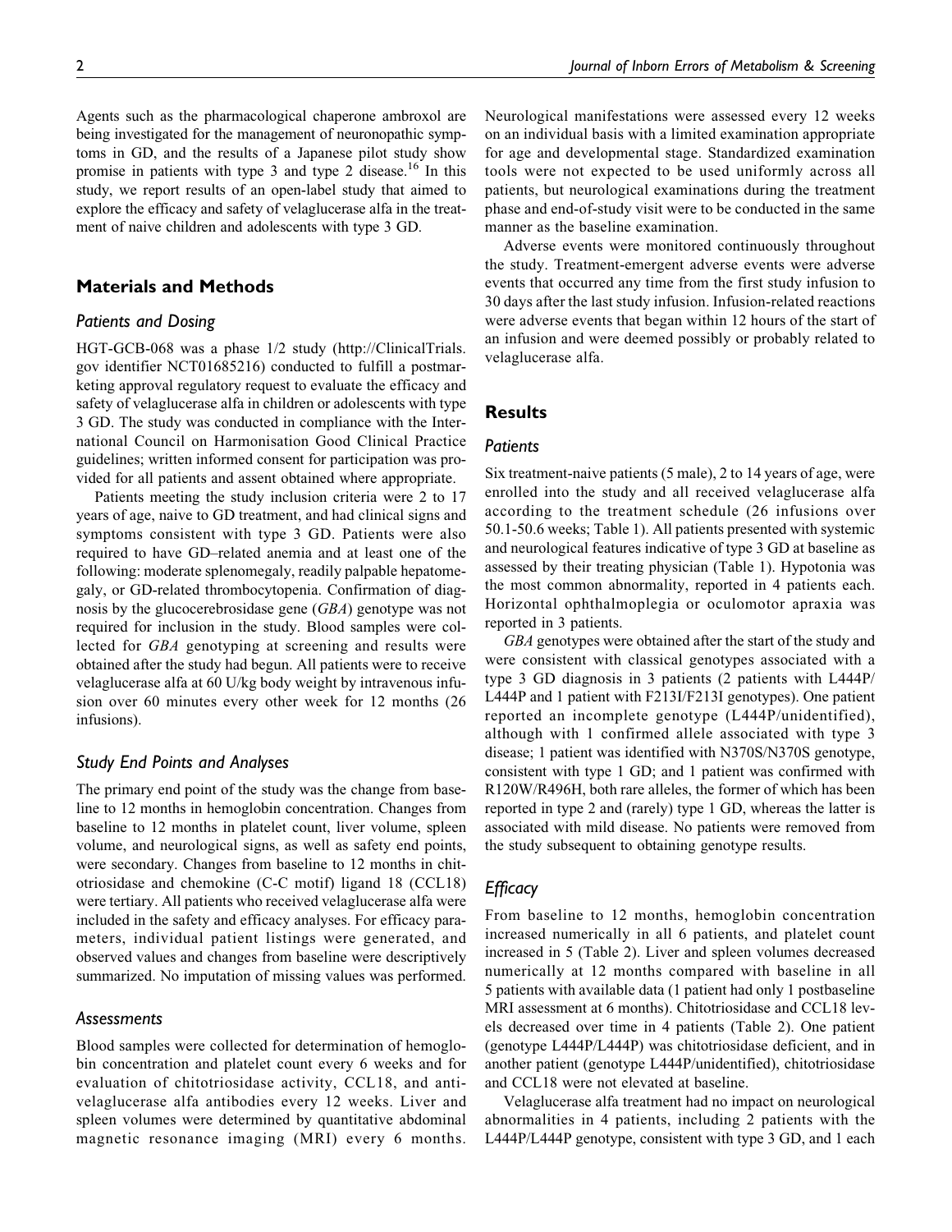Agents such as the pharmacological chaperone ambroxol are being investigated for the management of neuronopathic symptoms in GD, and the results of a Japanese pilot study show promise in patients with type 3 and type 2 disease.[16] In this study, we report results of an open-label study that aimed to explore the efficacy and safety of velaglucerase alfa in the treatment of naive children and adolescents with type 3 GD.

## Materials and Methods

### Patients and Dosing

HGT-GCB-068 was a phase 1/2 study (http://ClinicalTrials.gov identifier NCT01685216) conducted to fulfill a postmarketing approval regulatory request to evaluate the efficacy and safety of velaglucerase alfa in children or adolescents with type 3 GD. The study was conducted in compliance with the International Council on Harmonisation Good Clinical Practice guidelines; written informed consent for participation was provided for all patients and assent obtained where appropriate.

Patients meeting the study inclusion criteria were 2 to 17 years of age, naive to GD treatment, and had clinical signs and symptoms consistent with type 3 GD. Patients were also required to have GD–related anemia and at least one of the following: moderate splenomegaly, readily palpable hepatomegaly, or GD-related thrombocytopenia. Confirmation of diagnosis by the glucocerebrosidase gene (*GBA*) genotype was not required for inclusion in the study. Blood samples were collected for *GBA* genotyping at screening and results were obtained after the study had begun. All patients were to receive velaglucerase alfa at 60 U/kg body weight by intravenous infusion over 60 minutes every other week for 12 months (26 infusions).

### Study End Points and Analyses

The primary end point of the study was the change from baseline to 12 months in hemoglobin concentration. Changes from baseline to 12 months in platelet count, liver volume, spleen volume, and neurological signs, as well as safety end points, were secondary. Changes from baseline to 12 months in chitotriosidase and chemokine (C-C motif) ligand 18 (CCL18) were tertiary. All patients who received velaglucerase alfa were included in the safety and efficacy analyses. For efficacy parameters, individual patient listings were generated, and observed values and changes from baseline were descriptively summarized. No imputation of missing values was performed.

### Assessments

Blood samples were collected for determination of hemoglobin concentration and platelet count every 6 weeks and for evaluation of chitotriosidase activity, CCL18, and anti-velaglucerase alfa antibodies every 12 weeks. Liver and spleen volumes were determined by quantitative abdominal magnetic resonance imaging (MRI) every 6 months. Neurological manifestations were assessed every 12 weeks on an individual basis with a limited examination appropriate for age and developmental stage. Standardized examination tools were not expected to be used uniformly across all patients, but neurological examinations during the treatment phase and end-of-study visit were to be conducted in the same manner as the baseline examination.

Adverse events were monitored continuously throughout the study. Treatment-emergent adverse events were adverse events that occurred any time from the first study infusion to 30 days after the last study infusion. Infusion-related reactions were adverse events that began within 12 hours of the start of an infusion and were deemed possibly or probably related to velaglucerase alfa.

## Results

### Patients

Six treatment-naive patients (5 male), 2 to 14 years of age, were enrolled into the study and all received velaglucerase alfa according to the treatment schedule (26 infusions over 50.1-50.6 weeks; Table 1). All patients presented with systemic and neurological features indicative of type 3 GD at baseline as assessed by their treating physician (Table 1). Hypotonia was the most common abnormality, reported in 4 patients each. Horizontal ophthalmoplegia or oculomotor apraxia was reported in 3 patients.

*GBA* genotypes were obtained after the start of the study and were consistent with classical genotypes associated with a type 3 GD diagnosis in 3 patients (2 patients with L444P/L444P and 1 patient with F213I/F213I genotypes). One patient reported an incomplete genotype (L444P/unidentified), although with 1 confirmed allele associated with type 3 disease; 1 patient was identified with N370S/N370S genotype, consistent with type 1 GD; and 1 patient was confirmed with R120W/R496H, both rare alleles, the former of which has been reported in type 2 and (rarely) type 1 GD, whereas the latter is associated with mild disease. No patients were removed from the study subsequent to obtaining genotype results.

### Efficacy

From baseline to 12 months, hemoglobin concentration increased numerically in all 6 patients, and platelet count increased in 5 (Table 2). Liver and spleen volumes decreased numerically at 12 months compared with baseline in all 5 patients with available data (1 patient had only 1 postbaseline MRI assessment at 6 months). Chitotriosidase and CCL18 levels decreased over time in 4 patients (Table 2). One patient (genotype L444P/L444P) was chitotriosidase deficient, and in another patient (genotype L444P/unidentified), chitotriosidase and CCL18 were not elevated at baseline.

Velaglucerase alfa treatment had no impact on neurological abnormalities in 4 patients, including 2 patients with the L444P/L444P genotype, consistent with type 3 GD, and 1 each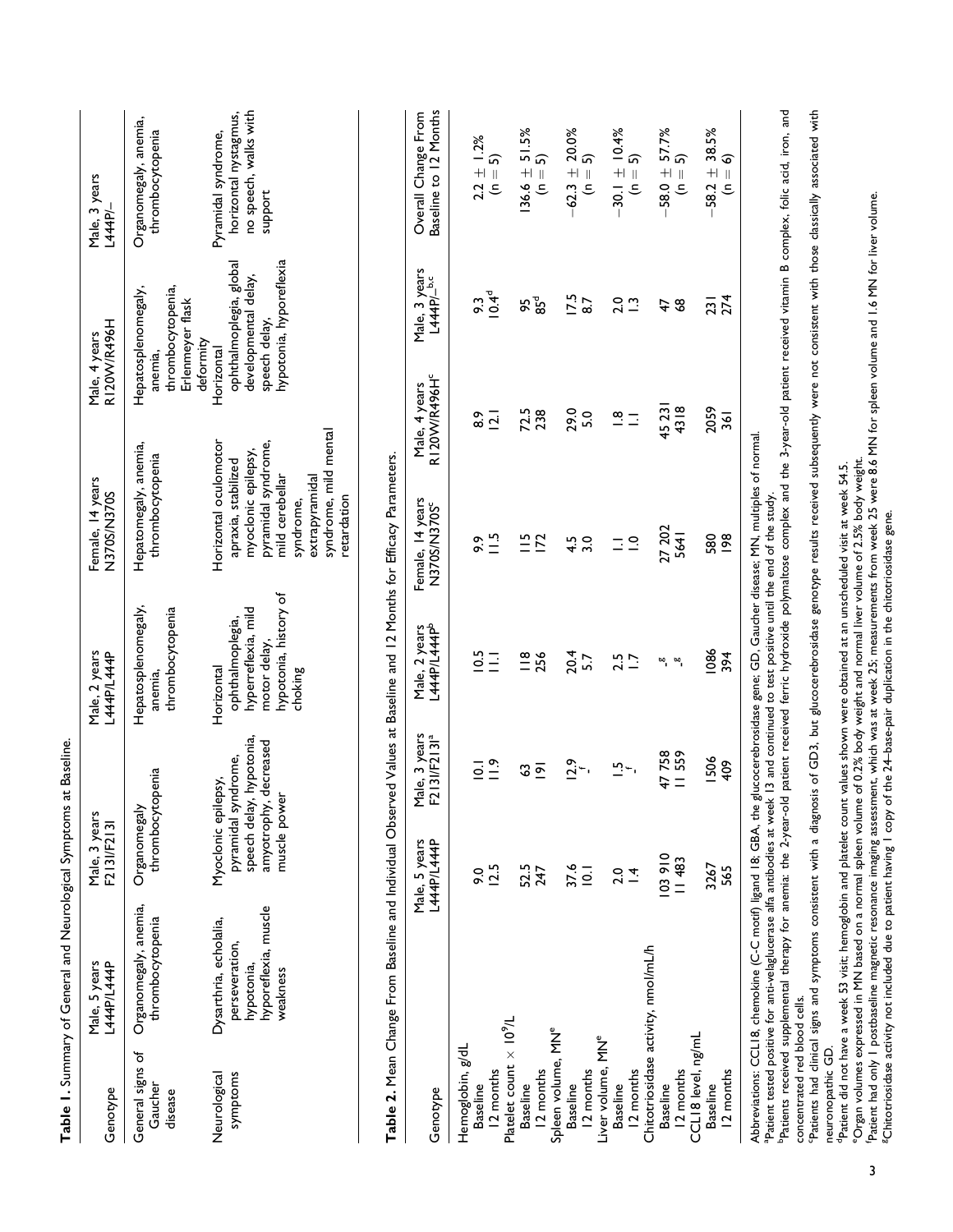**Table 1.** Summary of General and Neurological Symptoms at Baseline.

| Genotype | Male, 5 years L444P/L444P | Male, 3 years F213I/F213I | Male, 2 years L444P/L444P | Female, 14 years N370S/N370S | Male, 4 years R120W/R496H | Male, 3 years L444P/– |
|---|---|---|---|---|---|---|
| General signs of Gaucher disease | Organomegaly, anemia, thrombocytopenia | Organomegaly thrombocytopenia | Hepatosplenomegaly, anemia, thrombocytopenia | Hepatomegaly, anemia, thrombocytopenia | Hepatosplenomegaly, anemia, thrombocytopenia, Erlenmeyer flask deformity | Organomegaly, anemia, thrombocytopenia |
| Neurological symptoms | Dysarthria, echolalia, perseveration, hypotonia, hyporeflexia, muscle weakness | Myoclonic epilepsy, pyramidal syndrome, speech delay, hypotonia, amyotrophy, decreased muscle power | Horizontal ophthalmoplegia, hyperreflexia, mild motor delay, hypotonia, history of choking | Horizontal oculomotor apraxia, stabilized myoclonic epilepsy, pyramidal syndrome, mild cerebellar syndrome, extrapyramidal syndrome, mild mental retardation | Horizontal ophthalmoplegia, global developmental delay, speech delay, hypotonia, hyporeflexia | Pyramidal syndrome, horizontal nystagmus, no speech, walks with support |

**Table 2.** Mean Change From Baseline and Individual Observed Values at Baseline and 12 Months for Efficacy Parameters.

| Genotype | Male, 5 years L444P/L444P | Male, 3 years F213I/F213I[a] | Male, 2 years L444P/L444P[b] | Female, 14 years N370S/N370S[c] | Male, 4 years R120W/R496H[c] | Male, 3 years L444P/–[b,c] | Overall Change From Baseline to 12 Months |
|---|---|---|---|---|---|---|---|
| Hemoglobin, g/dL | | | | | | | |
| Baseline | 9.0 | 10.1 | 10.5 | 9.9 | 8.9 | 9.3 | 2.2 ± 1.2% |
| 12 months | 12.5 | 11.9 | 11.1 | 11.5 | 12.1 | 10.4[d] | (n = 5) |
| Platelet count × 10⁹/L | | | | | | | |
| Baseline | 52.5 | 63 | 118 | 115 | 72.5 | 95 | 136.6 ± 51.5% |
| 12 months | 247 | 191 | 256 | 172 | 238 | 85[d] | (n = 5) |
| Spleen volume, MN[e] | | | | | | | |
| Baseline | 37.6 | 12.9 | 20.4 | 4.5 | 29.0 | 17.5 | −62.3 ± 20.0% |
| 12 months | 10.1 | –[f] | 5.7 | 3.0 | 5.0 | 8.7 | (n = 5) |
| Liver volume, MN[e] | | | | | | | |
| Baseline | 2.0 | 1.5 | 2.5 | 1.1 | 1.8 | 2.0 | −30.1 ± 10.4% |
| 12 months | 1.4 | –[f] | 1.7 | 1.0 | 1.1 | 1.3 | (n = 5) |
| Chitotriosidase activity, nmol/mL/h | | | | | | | |
| Baseline | 103 910 | 47 758 | –[g] | 27 202 | 45 231 | 47 | −58.0 ± 57.7% |
| 12 months | 11 483 | 11 559 | –[g] | 5641 | 4318 | 68 | (n = 5) |
| CCL18 level, ng/mL | | | | | | | |
| Baseline | 3267 | 1506 | 1086 | 580 | 2059 | 231 | −58.2 ± 38.5% |
| 12 months | 565 | 409 | 394 | 198 | 361 | 274 | (n = 6) |

Abbreviations: CCL18, chemokine (C-C motif) ligand 18; GBA, the glucocerebrosidase gene; GD, Gaucher disease; MN, multiples of normal.
[a]Patient tested positive for anti-velaglucerase alfa antibodies at week 13 and continued to test positive until the end of the study.
[b]Patients received supplemental therapy for anemia: the 2-year-old patient received ferric hydroxide polymaltose complex and the 3-year-old patient received vitamin B complex, folic acid, iron, and concentrated red blood cells.
[c]Patients had clinical signs and symptoms consistent with a diagnosis of GD3, but glucocerebrosidase genotype results received subsequently were not consistent with those classically associated with neuronopathic GD.
[d]Patient did not have a week 53 visit; hemoglobin and platelet count values shown were obtained at an unscheduled visit at week 54.5.
[e]Organ volumes expressed in MN based on a normal spleen volume of 0.2% body weight and normal liver volume of 2.5% body weight.
[f]Patient had only 1 postbaseline magnetic resonance imaging assessment, which was at week 25; measurements from week 25 were 8.6 MN for spleen volume and 1.6 MN for liver volume.
[g]Chitotriosidase activity not included due to patient having 1 copy of the 24–base-pair duplication in the chitotriosidase gene.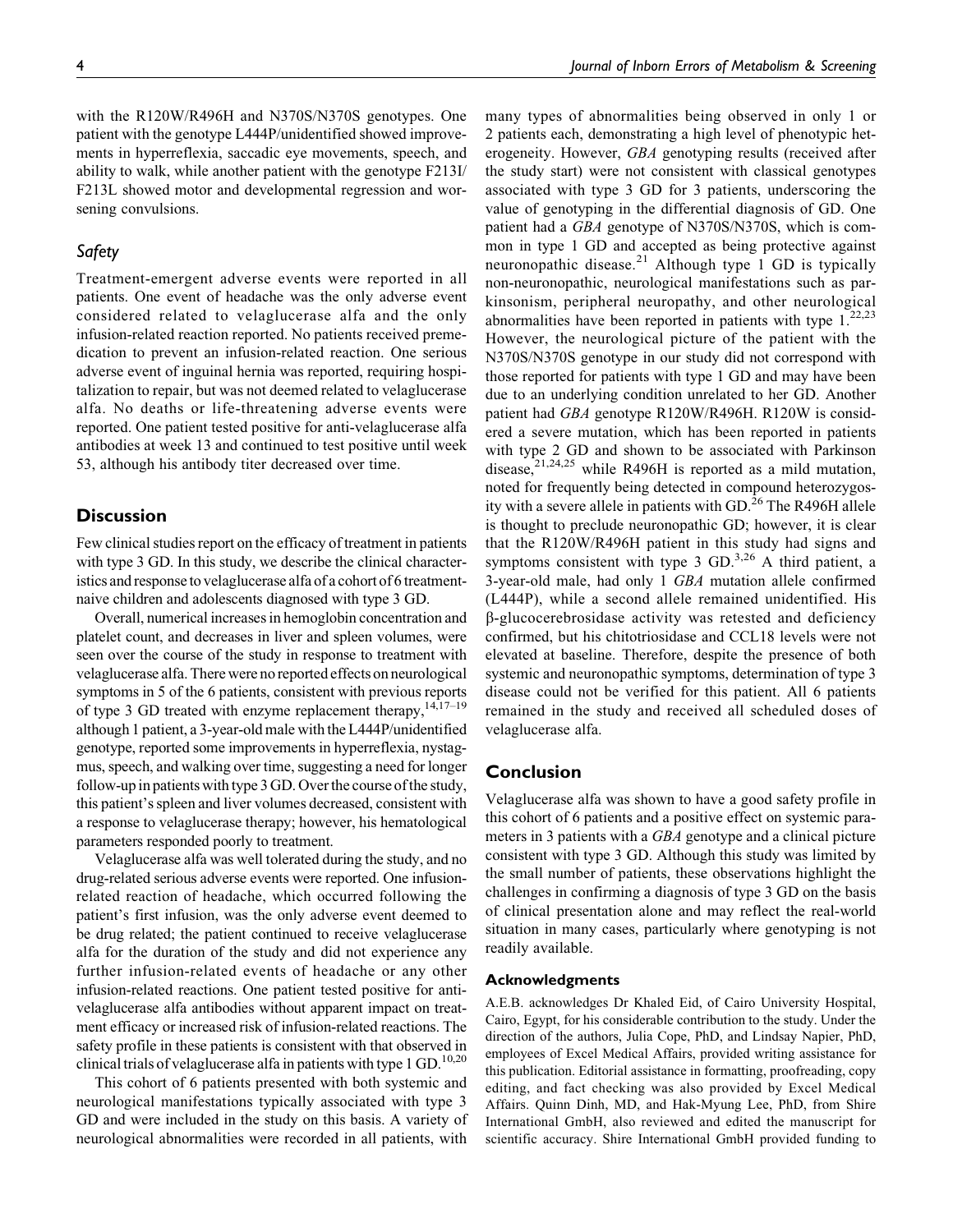with the R120W/R496H and N370S/N370S genotypes. One patient with the genotype L444P/unidentified showed improvements in hyperreflexia, saccadic eye movements, speech, and ability to walk, while another patient with the genotype F213I/F213L showed motor and developmental regression and worsening convulsions.

### Safety

Treatment-emergent adverse events were reported in all patients. One event of headache was the only adverse event considered related to velaglucerase alfa and the only infusion-related reaction reported. No patients received premedication to prevent an infusion-related reaction. One serious adverse event of inguinal hernia was reported, requiring hospitalization to repair, but was not deemed related to velaglucerase alfa. No deaths or life-threatening adverse events were reported. One patient tested positive for anti-velaglucerase alfa antibodies at week 13 and continued to test positive until week 53, although his antibody titer decreased over time.

## Discussion

Few clinical studies report on the efficacy of treatment in patients with type 3 GD. In this study, we describe the clinical characteristics and response to velaglucerase alfa of a cohort of 6 treatment-naive children and adolescents diagnosed with type 3 GD.

Overall, numerical increases in hemoglobin concentration and platelet count, and decreases in liver and spleen volumes, were seen over the course of the study in response to treatment with velaglucerase alfa. There were no reported effects on neurological symptoms in 5 of the 6 patients, consistent with previous reports of type 3 GD treated with enzyme replacement therapy,[14,17–19] although 1 patient, a 3-year-old male with the L444P/unidentified genotype, reported some improvements in hyperreflexia, nystagmus, speech, and walking over time, suggesting a need for longer follow-up in patients with type 3 GD. Over the course of the study, this patient's spleen and liver volumes decreased, consistent with a response to velaglucerase therapy; however, his hematological parameters responded poorly to treatment.

Velaglucerase alfa was well tolerated during the study, and no drug-related serious adverse events were reported. One infusion-related reaction of headache, which occurred following the patient's first infusion, was the only adverse event deemed to be drug related; the patient continued to receive velaglucerase alfa for the duration of the study and did not experience any further infusion-related events of headache or any other infusion-related reactions. One patient tested positive for anti-velaglucerase alfa antibodies without apparent impact on treatment efficacy or increased risk of infusion-related reactions. The safety profile in these patients is consistent with that observed in clinical trials of velaglucerase alfa in patients with type 1 GD.[10,20]

This cohort of 6 patients presented with both systemic and neurological manifestations typically associated with type 3 GD and were included in the study on this basis. A variety of neurological abnormalities were recorded in all patients, with many types of abnormalities being observed in only 1 or 2 patients each, demonstrating a high level of phenotypic heterogeneity. However, *GBA* genotyping results (received after the study start) were not consistent with classical genotypes associated with type 3 GD for 3 patients, underscoring the value of genotyping in the differential diagnosis of GD. One patient had a *GBA* genotype of N370S/N370S, which is common in type 1 GD and accepted as being protective against neuronopathic disease.[21] Although type 1 GD is typically non-neuronopathic, neurological manifestations such as parkinsonism, peripheral neuropathy, and other neurological abnormalities have been reported in patients with type 1.[22,23] However, the neurological picture of the patient with the N370S/N370S genotype in our study did not correspond with those reported for patients with type 1 GD and may have been due to an underlying condition unrelated to her GD. Another patient had *GBA* genotype R120W/R496H. R120W is considered a severe mutation, which has been reported in patients with type 2 GD and shown to be associated with Parkinson disease,[21,24,25] while R496H is reported as a mild mutation, noted for frequently being detected in compound heterozygosity with a severe allele in patients with GD.[26] The R496H allele is thought to preclude neuronopathic GD; however, it is clear that the R120W/R496H patient in this study had signs and symptoms consistent with type 3 GD.[3,26] A third patient, a 3-year-old male, had only 1 *GBA* mutation allele confirmed (L444P), while a second allele remained unidentified. His β-glucocerebrosidase activity was retested and deficiency confirmed, but his chitotriosidase and CCL18 levels were not elevated at baseline. Therefore, despite the presence of both systemic and neuronopathic symptoms, determination of type 3 disease could not be verified for this patient. All 6 patients remained in the study and received all scheduled doses of velaglucerase alfa.

## Conclusion

Velaglucerase alfa was shown to have a good safety profile in this cohort of 6 patients and a positive effect on systemic parameters in 3 patients with a *GBA* genotype and a clinical picture consistent with type 3 GD. Although this study was limited by the small number of patients, these observations highlight the challenges in confirming a diagnosis of type 3 GD on the basis of clinical presentation alone and may reflect the real-world situation in many cases, particularly where genotyping is not readily available.

#### Acknowledgments

A.E.B. acknowledges Dr Khaled Eid, of Cairo University Hospital, Cairo, Egypt, for his considerable contribution to the study. Under the direction of the authors, Julia Cope, PhD, and Lindsay Napier, PhD, employees of Excel Medical Affairs, provided writing assistance for this publication. Editorial assistance in formatting, proofreading, copy editing, and fact checking was also provided by Excel Medical Affairs. Quinn Dinh, MD, and Hak-Myung Lee, PhD, from Shire International GmbH, also reviewed and edited the manuscript for scientific accuracy. Shire International GmbH provided funding to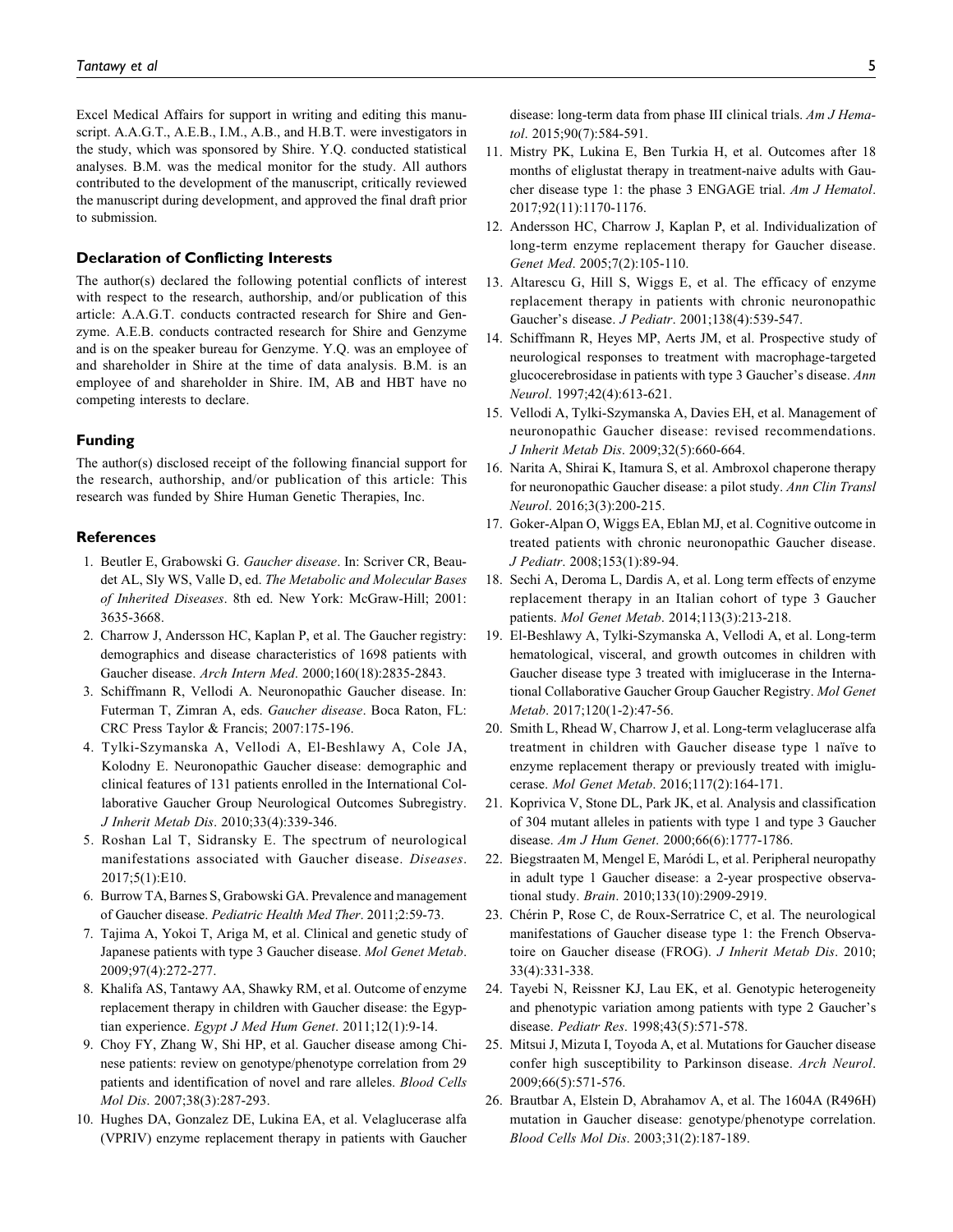Excel Medical Affairs for support in writing and editing this manuscript. A.A.G.T., A.E.B., I.M., A.B., and H.B.T. were investigators in the study, which was sponsored by Shire. Y.Q. conducted statistical analyses. B.M. was the medical monitor for the study. All authors contributed to the development of the manuscript, critically reviewed the manuscript during development, and approved the final draft prior to submission.

### Declaration of Conflicting Interests

The author(s) declared the following potential conflicts of interest with respect to the research, authorship, and/or publication of this article: A.A.G.T. conducts contracted research for Shire and Genzyme. A.E.B. conducts contracted research for Shire and Genzyme and is on the speaker bureau for Genzyme. Y.Q. was an employee of and shareholder in Shire at the time of data analysis. B.M. is an employee of and shareholder in Shire. IM, AB and HBT have no competing interests to declare.

### Funding

The author(s) disclosed receipt of the following financial support for the research, authorship, and/or publication of this article: This research was funded by Shire Human Genetic Therapies, Inc.

### References

1. Beutler E, Grabowski G. *Gaucher disease*. In: Scriver CR, Beaudet AL, Sly WS, Valle D, ed. *The Metabolic and Molecular Bases of Inherited Diseases*. 8th ed. New York: McGraw-Hill; 2001: 3635-3668.
2. Charrow J, Andersson HC, Kaplan P, et al. The Gaucher registry: demographics and disease characteristics of 1698 patients with Gaucher disease. *Arch Intern Med*. 2000;160(18):2835-2843.
3. Schiffmann R, Vellodi A. Neuronopathic Gaucher disease. In: Futerman T, Zimran A, eds. *Gaucher disease*. Boca Raton, FL: CRC Press Taylor & Francis; 2007:175-196.
4. Tylki-Szymanska A, Vellodi A, El-Beshlawy A, Cole JA, Kolodny E. Neuronopathic Gaucher disease: demographic and clinical features of 131 patients enrolled in the International Collaborative Gaucher Group Neurological Outcomes Subregistry. *J Inherit Metab Dis*. 2010;33(4):339-346.
5. Roshan Lal T, Sidransky E. The spectrum of neurological manifestations associated with Gaucher disease. *Diseases*. 2017;5(1):E10.
6. Burrow TA, Barnes S, Grabowski GA. Prevalence and management of Gaucher disease. *Pediatric Health Med Ther*. 2011;2:59-73.
7. Tajima A, Yokoi T, Ariga M, et al. Clinical and genetic study of Japanese patients with type 3 Gaucher disease. *Mol Genet Metab*. 2009;97(4):272-277.
8. Khalifa AS, Tantawy AA, Shawky RM, et al. Outcome of enzyme replacement therapy in children with Gaucher disease: the Egyptian experience. *Egypt J Med Hum Genet*. 2011;12(1):9-14.
9. Choy FY, Zhang W, Shi HP, et al. Gaucher disease among Chinese patients: review on genotype/phenotype correlation from 29 patients and identification of novel and rare alleles. *Blood Cells Mol Dis*. 2007;38(3):287-293.
10. Hughes DA, Gonzalez DE, Lukina EA, et al. Velaglucerase alfa (VPRIV) enzyme replacement therapy in patients with Gaucher disease: long-term data from phase III clinical trials. *Am J Hematol*. 2015;90(7):584-591.
11. Mistry PK, Lukina E, Ben Turkia H, et al. Outcomes after 18 months of eliglustat therapy in treatment-naive adults with Gaucher disease type 1: the phase 3 ENGAGE trial. *Am J Hematol*. 2017;92(11):1170-1176.
12. Andersson HC, Charrow J, Kaplan P, et al. Individualization of long-term enzyme replacement therapy for Gaucher disease. *Genet Med*. 2005;7(2):105-110.
13. Altarescu G, Hill S, Wiggs E, et al. The efficacy of enzyme replacement therapy in patients with chronic neuronopathic Gaucher's disease. *J Pediatr*. 2001;138(4):539-547.
14. Schiffmann R, Heyes MP, Aerts JM, et al. Prospective study of neurological responses to treatment with macrophage-targeted glucocerebrosidase in patients with type 3 Gaucher's disease. *Ann Neurol*. 1997;42(4):613-621.
15. Vellodi A, Tylki-Szymanska A, Davies EH, et al. Management of neuronopathic Gaucher disease: revised recommendations. *J Inherit Metab Dis*. 2009;32(5):660-664.
16. Narita A, Shirai K, Itamura S, et al. Ambroxol chaperone therapy for neuronopathic Gaucher disease: a pilot study. *Ann Clin Transl Neurol*. 2016;3(3):200-215.
17. Goker-Alpan O, Wiggs EA, Eblan MJ, et al. Cognitive outcome in treated patients with chronic neuronopathic Gaucher disease. *J Pediatr*. 2008;153(1):89-94.
18. Sechi A, Deroma L, Dardis A, et al. Long term effects of enzyme replacement therapy in an Italian cohort of type 3 Gaucher patients. *Mol Genet Metab*. 2014;113(3):213-218.
19. El-Beshlawy A, Tylki-Szymanska A, Vellodi A, et al. Long-term hematological, visceral, and growth outcomes in children with Gaucher disease type 3 treated with imiglucerase in the International Collaborative Gaucher Group Gaucher Registry. *Mol Genet Metab*. 2017;120(1-2):47-56.
20. Smith L, Rhead W, Charrow J, et al. Long-term velaglucerase alfa treatment in children with Gaucher disease type 1 naïve to enzyme replacement therapy or previously treated with imiglucerase. *Mol Genet Metab*. 2016;117(2):164-171.
21. Koprivica V, Stone DL, Park JK, et al. Analysis and classification of 304 mutant alleles in patients with type 1 and type 3 Gaucher disease. *Am J Hum Genet*. 2000;66(6):1777-1786.
22. Biegstraaten M, Mengel E, Maródi L, et al. Peripheral neuropathy in adult type 1 Gaucher disease: a 2-year prospective observational study. *Brain*. 2010;133(10):2909-2919.
23. Chérin P, Rose C, de Roux-Serratrice C, et al. The neurological manifestations of Gaucher disease type 1: the French Observatoire on Gaucher disease (FROG). *J Inherit Metab Dis*. 2010;33(4):331-338.
24. Tayebi N, Reissner KJ, Lau EK, et al. Genotypic heterogeneity and phenotypic variation among patients with type 2 Gaucher's disease. *Pediatr Res*. 1998;43(5):571-578.
25. Mitsui J, Mizuta I, Toyoda A, et al. Mutations for Gaucher disease confer high susceptibility to Parkinson disease. *Arch Neurol*. 2009;66(5):571-576.
26. Brautbar A, Elstein D, Abrahamov A, et al. The 1604A (R496H) mutation in Gaucher disease: genotype/phenotype correlation. *Blood Cells Mol Dis*. 2003;31(2):187-189.